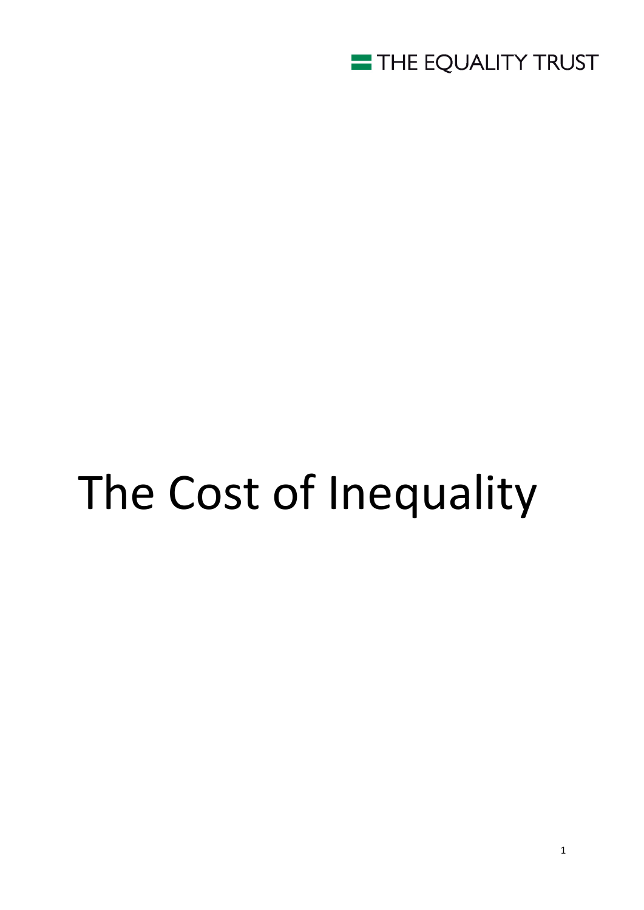THE EQUALITY TRUST

# The Cost of Inequality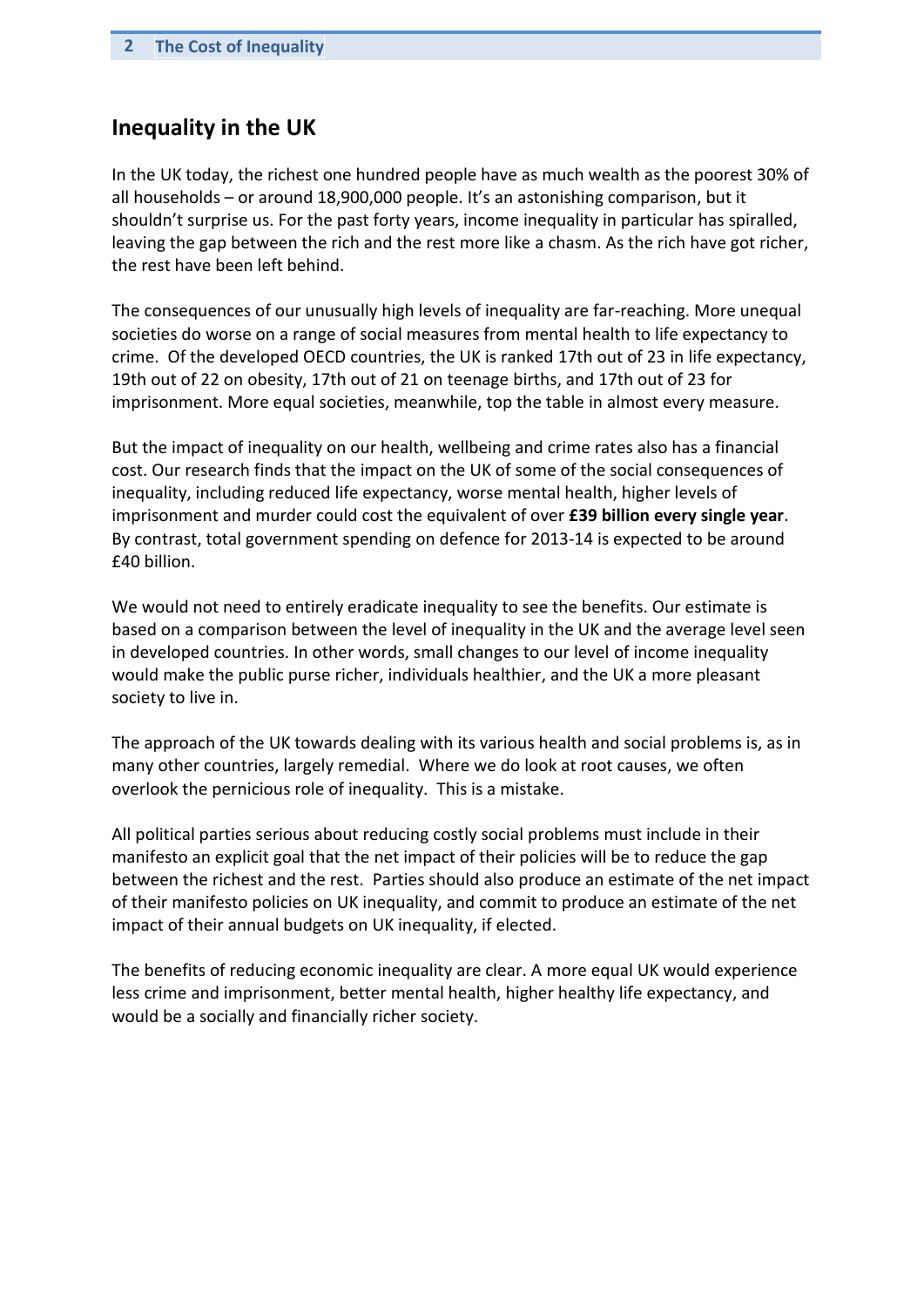## Inequality in the UK

In the UK today, the richest one hundred people have as much wealth as the poorest 30% of all households – or around 18,900,000 people. It's an astonishing comparison, but it shouldn't surprise us. For the past forty years, income inequality in particular has spiralled, leaving the gap between the rich and the rest more like a chasm. As the rich have got richer, the rest have been left behind.

The consequences of our unusually high levels of inequality are far-reaching. More unequal societies do worse on a range of social measures from mental health to life expectancy to crime. Of the developed OECD countries, the UK is ranked 17th out of 23 in life expectancy, 19th out of 22 on obesity, 17th out of 21 on teenage births, and 17th out of 23 for imprisonment. More equal societies, meanwhile, top the table in almost every measure.

But the impact of inequality on our health, wellbeing and crime rates also has a financial cost. Our research finds that the impact on the UK of some of the social consequences of inequality, including reduced life expectancy, worse mental health, higher levels of imprisonment and murder could cost the equivalent of over **£39 billion every single year**. By contrast, total government spending on defence for 2013-14 is expected to be around £40 billion.

We would not need to entirely eradicate inequality to see the benefits. Our estimate is based on a comparison between the level of inequality in the UK and the average level seen in developed countries. In other words, small changes to our level of income inequality would make the public purse richer, individuals healthier, and the UK a more pleasant society to live in.

The approach of the UK towards dealing with its various health and social problems is, as in many other countries, largely remedial. Where we do look at root causes, we often overlook the pernicious role of inequality. This is a mistake.

All political parties serious about reducing costly social problems must include in their manifesto an explicit goal that the net impact of their policies will be to reduce the gap between the richest and the rest. Parties should also produce an estimate of the net impact of their manifesto policies on UK inequality, and commit to produce an estimate of the net impact of their annual budgets on UK inequality, if elected.

The benefits of reducing economic inequality are clear. A more equal UK would experience less crime and imprisonment, better mental health, higher healthy life expectancy, and would be a socially and financially richer society.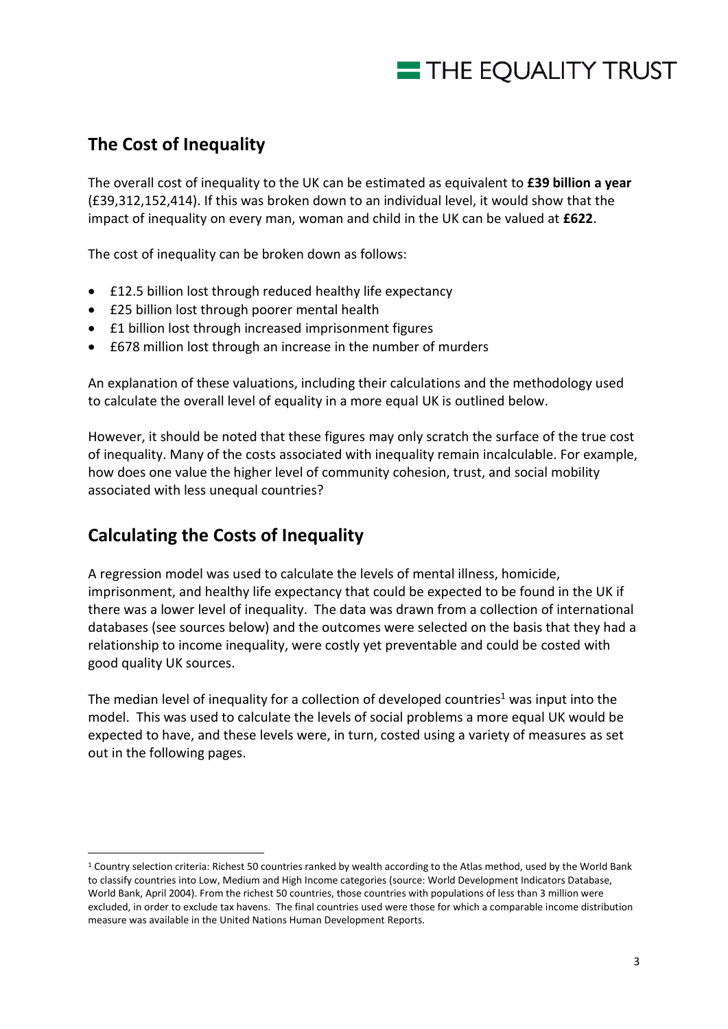## The Cost of Inequality

The overall cost of inequality to the UK can be estimated as equivalent to **£39 billion a year** (£39,312,152,414). If this was broken down to an individual level, it would show that the impact of inequality on every man, woman and child in the UK can be valued at **£622**.

The cost of inequality can be broken down as follows:

- £12.5 billion lost through reduced healthy life expectancy
- £25 billion lost through poorer mental health
- £1 billion lost through increased imprisonment figures
- £678 million lost through an increase in the number of murders

An explanation of these valuations, including their calculations and the methodology used to calculate the overall level of equality in a more equal UK is outlined below.

However, it should be noted that these figures may only scratch the surface of the true cost of inequality. Many of the costs associated with inequality remain incalculable. For example, how does one value the higher level of community cohesion, trust, and social mobility associated with less unequal countries?

## Calculating the Costs of Inequality

A regression model was used to calculate the levels of mental illness, homicide, imprisonment, and healthy life expectancy that could be expected to be found in the UK if there was a lower level of inequality. The data was drawn from a collection of international databases (see sources below) and the outcomes were selected on the basis that they had a relationship to income inequality, were costly yet preventable and could be costed with good quality UK sources.

The median level of inequality for a collection of developed countries[1] was input into the model. This was used to calculate the levels of social problems a more equal UK would be expected to have, and these levels were, in turn, costed using a variety of measures as set out in the following pages.

[1] Country selection criteria: Richest 50 countries ranked by wealth according to the Atlas method, used by the World Bank to classify countries into Low, Medium and High Income categories (source: World Development Indicators Database, World Bank, April 2004). From the richest 50 countries, those countries with populations of less than 3 million were excluded, in order to exclude tax havens. The final countries used were those for which a comparable income distribution measure was available in the United Nations Human Development Reports.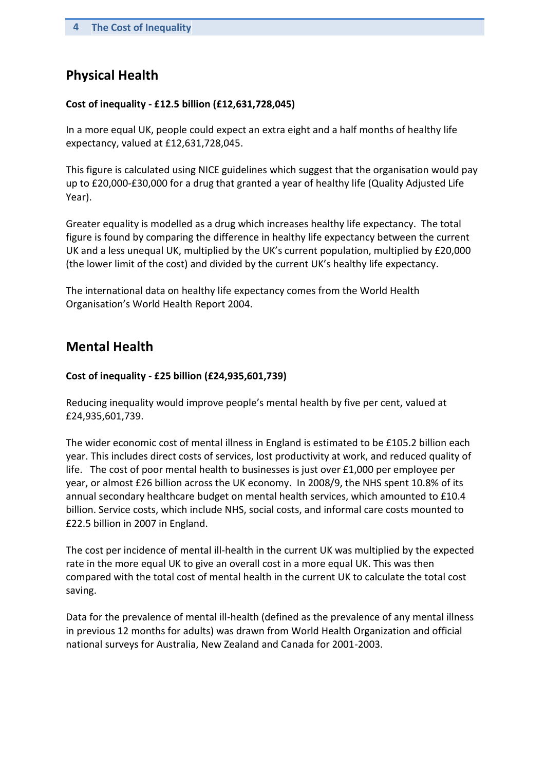## Physical Health

**Cost of inequality - £12.5 billion (£12,631,728,045)**

In a more equal UK, people could expect an extra eight and a half months of healthy life expectancy, valued at £12,631,728,045.

This figure is calculated using NICE guidelines which suggest that the organisation would pay up to £20,000-£30,000 for a drug that granted a year of healthy life (Quality Adjusted Life Year).

Greater equality is modelled as a drug which increases healthy life expectancy. The total figure is found by comparing the difference in healthy life expectancy between the current UK and a less unequal UK, multiplied by the UK's current population, multiplied by £20,000 (the lower limit of the cost) and divided by the current UK's healthy life expectancy.

The international data on healthy life expectancy comes from the World Health Organisation's World Health Report 2004.

## Mental Health

**Cost of inequality - £25 billion (£24,935,601,739)**

Reducing inequality would improve people's mental health by five per cent, valued at £24,935,601,739.

The wider economic cost of mental illness in England is estimated to be £105.2 billion each year. This includes direct costs of services, lost productivity at work, and reduced quality of life. The cost of poor mental health to businesses is just over £1,000 per employee per year, or almost £26 billion across the UK economy. In 2008/9, the NHS spent 10.8% of its annual secondary healthcare budget on mental health services, which amounted to £10.4 billion. Service costs, which include NHS, social costs, and informal care costs mounted to £22.5 billion in 2007 in England.

The cost per incidence of mental ill-health in the current UK was multiplied by the expected rate in the more equal UK to give an overall cost in a more equal UK. This was then compared with the total cost of mental health in the current UK to calculate the total cost saving.

Data for the prevalence of mental ill-health (defined as the prevalence of any mental illness in previous 12 months for adults) was drawn from World Health Organization and official national surveys for Australia, New Zealand and Canada for 2001-2003.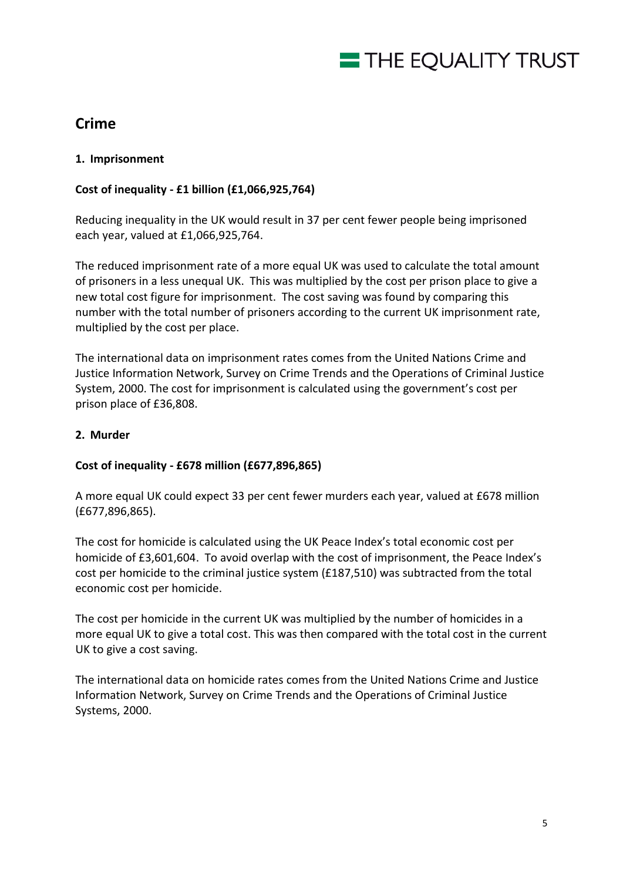## Crime

### 1. Imprisonment

**Cost of inequality - £1 billion (£1,066,925,764)**

Reducing inequality in the UK would result in 37 per cent fewer people being imprisoned each year, valued at £1,066,925,764.

The reduced imprisonment rate of a more equal UK was used to calculate the total amount of prisoners in a less unequal UK. This was multiplied by the cost per prison place to give a new total cost figure for imprisonment. The cost saving was found by comparing this number with the total number of prisoners according to the current UK imprisonment rate, multiplied by the cost per place.

The international data on imprisonment rates comes from the United Nations Crime and Justice Information Network, Survey on Crime Trends and the Operations of Criminal Justice System, 2000. The cost for imprisonment is calculated using the government's cost per prison place of £36,808.

### 2. Murder

**Cost of inequality - £678 million (£677,896,865)**

A more equal UK could expect 33 per cent fewer murders each year, valued at £678 million (£677,896,865).

The cost for homicide is calculated using the UK Peace Index's total economic cost per homicide of £3,601,604. To avoid overlap with the cost of imprisonment, the Peace Index's cost per homicide to the criminal justice system (£187,510) was subtracted from the total economic cost per homicide.

The cost per homicide in the current UK was multiplied by the number of homicides in a more equal UK to give a total cost. This was then compared with the total cost in the current UK to give a cost saving.

The international data on homicide rates comes from the United Nations Crime and Justice Information Network, Survey on Crime Trends and the Operations of Criminal Justice Systems, 2000.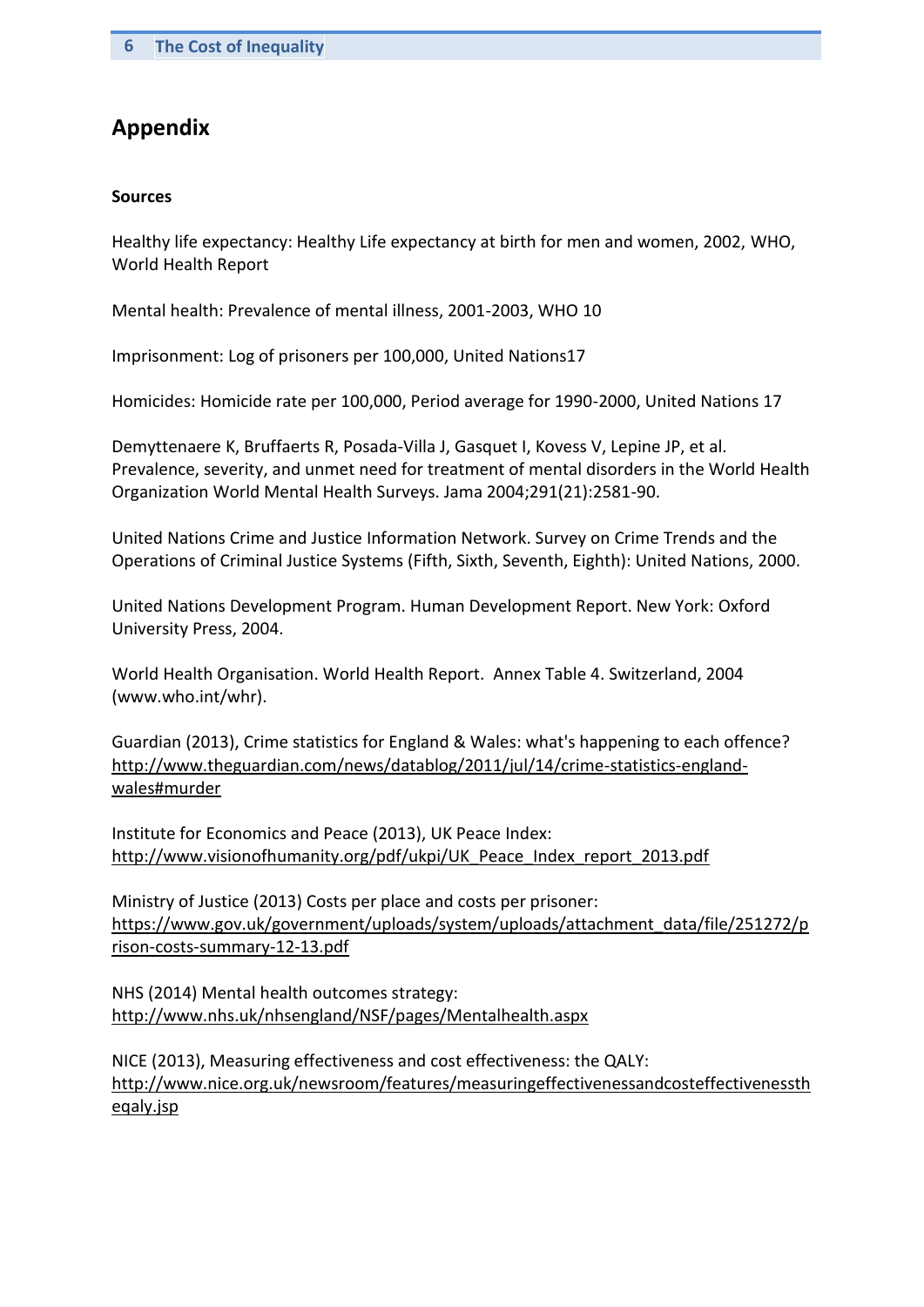## Appendix

**Sources**

Healthy life expectancy: Healthy Life expectancy at birth for men and women, 2002, WHO, World Health Report

Mental health: Prevalence of mental illness, 2001-2003, WHO 10

Imprisonment: Log of prisoners per 100,000, United Nations17

Homicides: Homicide rate per 100,000, Period average for 1990-2000, United Nations 17

Demyttenaere K, Bruffaerts R, Posada-Villa J, Gasquet I, Kovess V, Lepine JP, et al. Prevalence, severity, and unmet need for treatment of mental disorders in the World Health Organization World Mental Health Surveys. Jama 2004;291(21):2581-90.

United Nations Crime and Justice Information Network. Survey on Crime Trends and the Operations of Criminal Justice Systems (Fifth, Sixth, Seventh, Eighth): United Nations, 2000.

United Nations Development Program. Human Development Report. New York: Oxford University Press, 2004.

World Health Organisation. World Health Report. Annex Table 4. Switzerland, 2004 (www.who.int/whr).

Guardian (2013), Crime statistics for England & Wales: what's happening to each offence? http://www.theguardian.com/news/datablog/2011/jul/14/crime-statistics-england-wales#murder

Institute for Economics and Peace (2013), UK Peace Index: http://www.visionofhumanity.org/pdf/ukpi/UK_Peace_Index_report_2013.pdf

Ministry of Justice (2013) Costs per place and costs per prisoner: https://www.gov.uk/government/uploads/system/uploads/attachment_data/file/251272/prison-costs-summary-12-13.pdf

NHS (2014) Mental health outcomes strategy: http://www.nhs.uk/nhsengland/NSF/pages/Mentalhealth.aspx

NICE (2013), Measuring effectiveness and cost effectiveness: the QALY: http://www.nice.org.uk/newsroom/features/measuringeffectivenessandcosteffectivenesstheqaly.jsp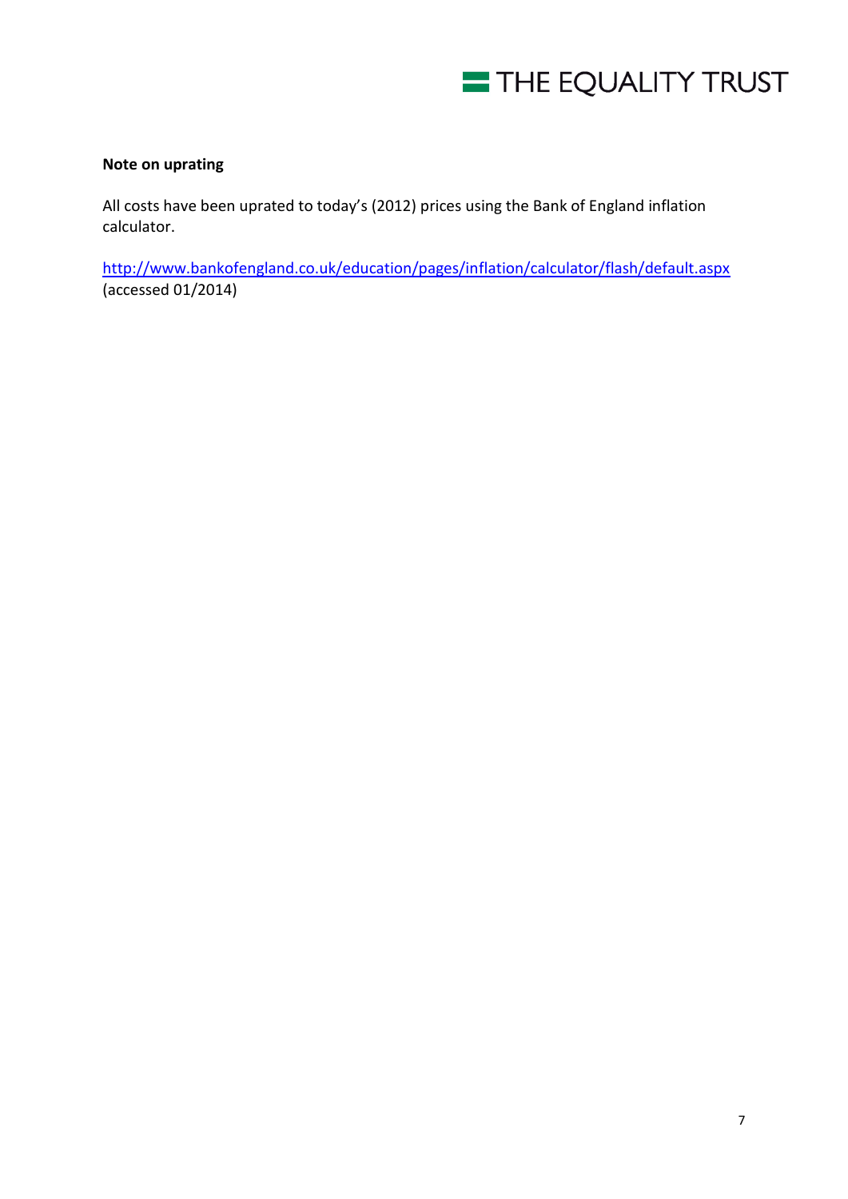**Note on uprating**

All costs have been uprated to today's (2012) prices using the Bank of England inflation calculator.

http://www.bankofengland.co.uk/education/pages/inflation/calculator/flash/default.aspx (accessed 01/2014)